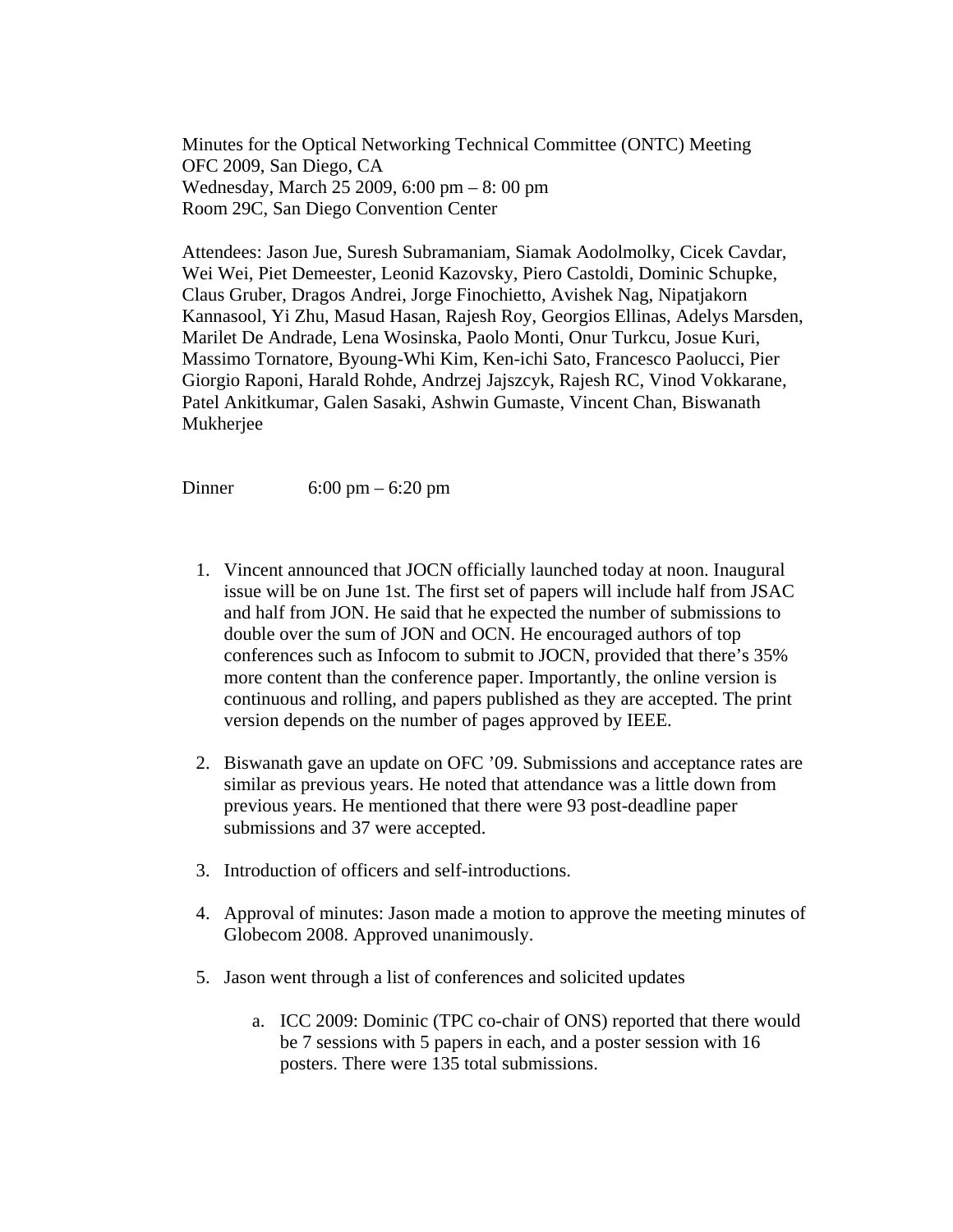Minutes for the Optical Networking Technical Committee (ONTC) Meeting
OFC 2009, San Diego, CA
Wednesday, March 25 2009, 6:00 pm – 8: 00 pm
Room 29C, San Diego Convention Center

Attendees: Jason Jue, Suresh Subramaniam, Siamak Aodolmolky, Cicek Cavdar, Wei Wei, Piet Demeester, Leonid Kazovsky, Piero Castoldi, Dominic Schupke, Claus Gruber, Dragos Andrei, Jorge Finochietto, Avishek Nag, Nipatjakorn Kannasool, Yi Zhu, Masud Hasan, Rajesh Roy, Georgios Ellinas, Adelys Marsden, Marilet De Andrade, Lena Wosinska, Paolo Monti, Onur Turkcu, Josue Kuri, Massimo Tornatore, Byoung-Whi Kim, Ken-ichi Sato, Francesco Paolucci, Pier Giorgio Raponi, Harald Rohde, Andrzej Jajszcyk, Rajesh RC, Vinod Vokkarane, Patel Ankitkumar, Galen Sasaki, Ashwin Gumaste, Vincent Chan, Biswanath Mukherjee

Dinner 6:00 pm – 6:20 pm

1. Vincent announced that JOCN officially launched today at noon. Inaugural issue will be on June 1st. The first set of papers will include half from JSAC and half from JON. He said that he expected the number of submissions to double over the sum of JON and OCN. He encouraged authors of top conferences such as Infocom to submit to JOCN, provided that there's 35% more content than the conference paper. Importantly, the online version is continuous and rolling, and papers published as they are accepted. The print version depends on the number of pages approved by IEEE.

2. Biswanath gave an update on OFC '09. Submissions and acceptance rates are similar as previous years. He noted that attendance was a little down from previous years. He mentioned that there were 93 post-deadline paper submissions and 37 were accepted.

3. Introduction of officers and self-introductions.

4. Approval of minutes: Jason made a motion to approve the meeting minutes of Globecom 2008. Approved unanimously.

5. Jason went through a list of conferences and solicited updates

    a. ICC 2009: Dominic (TPC co-chair of ONS) reported that there would be 7 sessions with 5 papers in each, and a poster session with 16 posters. There were 135 total submissions.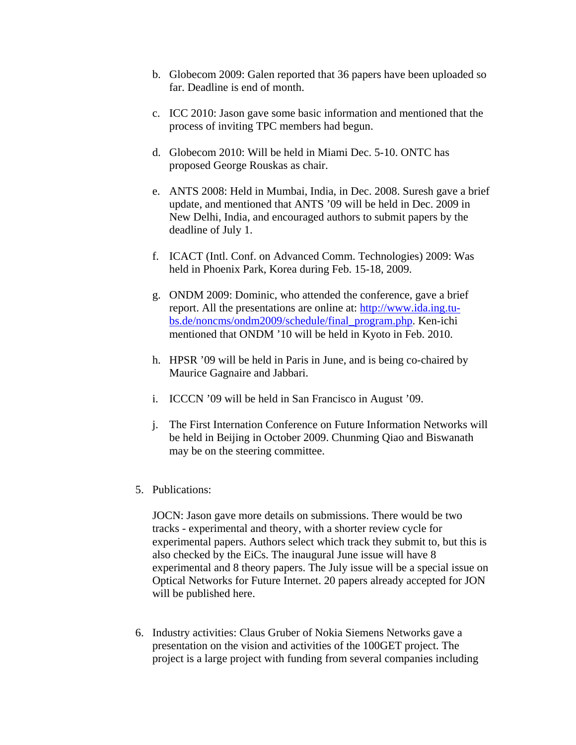b. Globecom 2009: Galen reported that 36 papers have been uploaded so far. Deadline is end of month.

c. ICC 2010: Jason gave some basic information and mentioned that the process of inviting TPC members had begun.

d. Globecom 2010: Will be held in Miami Dec. 5-10. ONTC has proposed George Rouskas as chair.

e. ANTS 2008: Held in Mumbai, India, in Dec. 2008. Suresh gave a brief update, and mentioned that ANTS '09 will be held in Dec. 2009 in New Delhi, India, and encouraged authors to submit papers by the deadline of July 1.

f. ICACT (Intl. Conf. on Advanced Comm. Technologies) 2009: Was held in Phoenix Park, Korea during Feb. 15-18, 2009.

g. ONDM 2009: Dominic, who attended the conference, gave a brief report. All the presentations are online at: [http://www.ida.ing.tu-bs.de/noncms/ondm2009/schedule/final_program.php](http://www.ida.ing.tu-bs.de/noncms/ondm2009/schedule/final_program.php). Ken-ichi mentioned that ONDM '10 will be held in Kyoto in Feb. 2010.

h. HPSR '09 will be held in Paris in June, and is being co-chaired by Maurice Gagnaire and Jabbari.

i. ICCCN '09 will be held in San Francisco in August '09.

j. The First Internation Conference on Future Information Networks will be held in Beijing in October 2009. Chunming Qiao and Biswanath may be on the steering committee.

5. Publications:

   JOCN: Jason gave more details on submissions. There would be two tracks - experimental and theory, with a shorter review cycle for experimental papers. Authors select which track they submit to, but this is also checked by the EiCs. The inaugural June issue will have 8 experimental and 8 theory papers. The July issue will be a special issue on Optical Networks for Future Internet. 20 papers already accepted for JON will be published here.

6. Industry activities: Claus Gruber of Nokia Siemens Networks gave a presentation on the vision and activities of the 100GET project. The project is a large project with funding from several companies including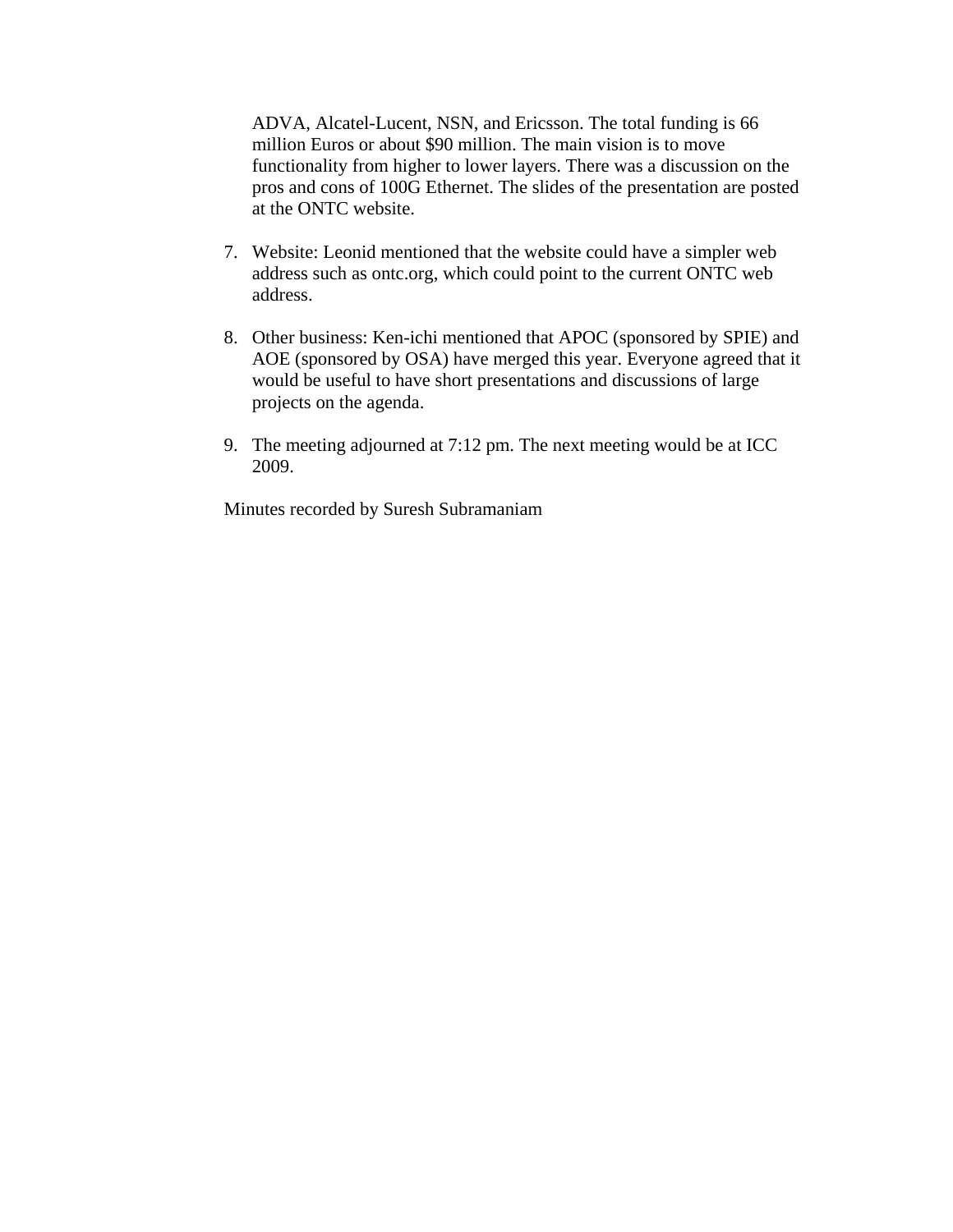ADVA, Alcatel-Lucent, NSN, and Ericsson. The total funding is 66 million Euros or about $90 million. The main vision is to move functionality from higher to lower layers. There was a discussion on the pros and cons of 100G Ethernet. The slides of the presentation are posted at the ONTC website.

7. Website: Leonid mentioned that the website could have a simpler web address such as ontc.org, which could point to the current ONTC web address.

8. Other business: Ken-ichi mentioned that APOC (sponsored by SPIE) and AOE (sponsored by OSA) have merged this year. Everyone agreed that it would be useful to have short presentations and discussions of large projects on the agenda.

9. The meeting adjourned at 7:12 pm. The next meeting would be at ICC 2009.

Minutes recorded by Suresh Subramaniam